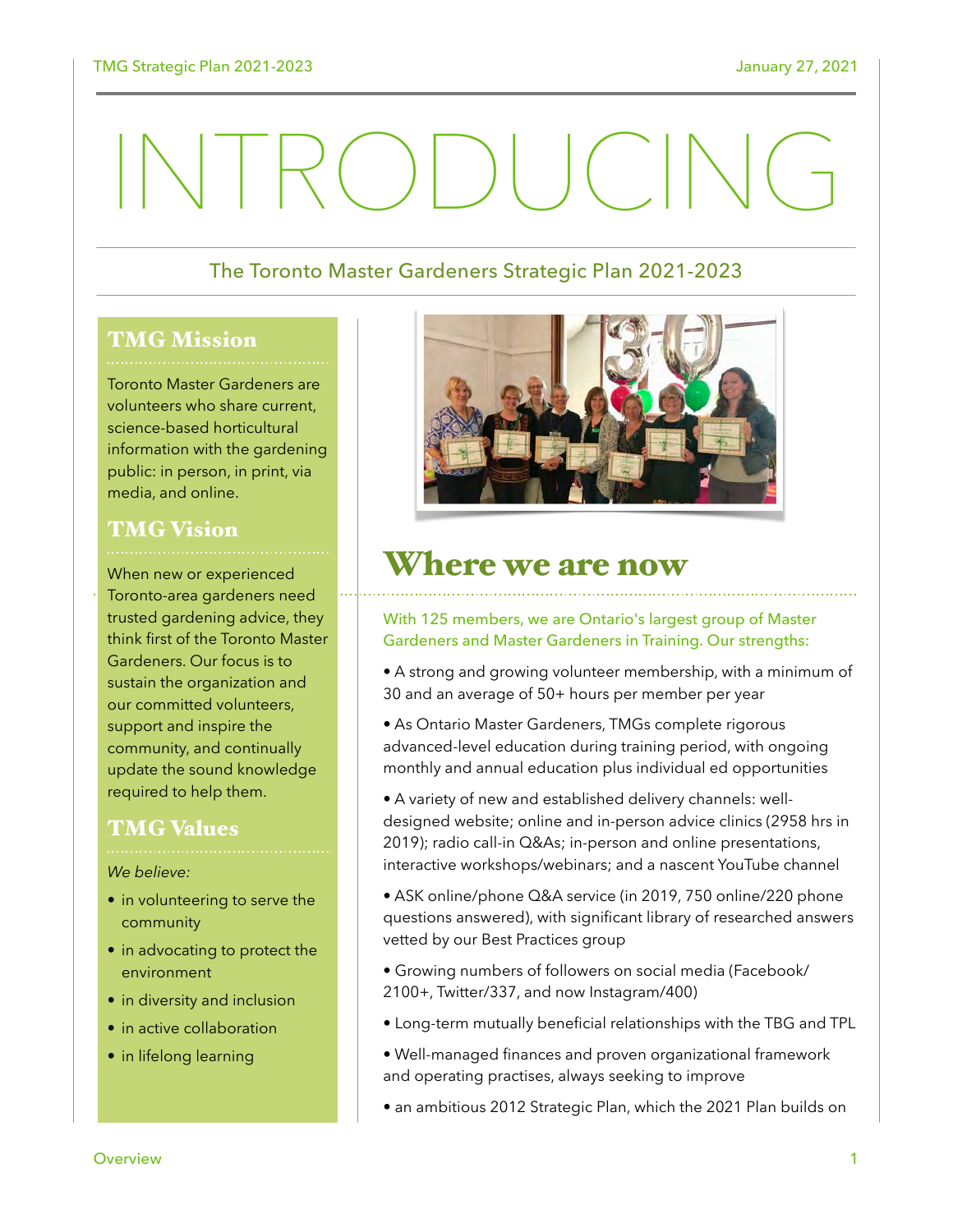# INTRODUCING

The Toronto Master Gardeners Strategic Plan 2021-2023

## TMG Mission

Toronto Master Gardeners are volunteers who share current, science-based horticultural information with the gardening public: in person, in print, via media, and online.

## TMG Vision

When new or experienced Toronto-area gardeners need trusted gardening advice, they think first of the Toronto Master Gardeners. Our focus is to sustain the organization and our committed volunteers, support and inspire the community, and continually update the sound knowledge required to help them.

## TMG Values

*We believe:*

- in volunteering to serve the community
- in advocating to protect the environment
- in diversity and inclusion
- in active collaboration
- in lifelong learning

## Where we are now

With 125 members, we are Ontario's largest group of Master Gardeners and Master Gardeners in Training. Our strengths:

- A strong and growing volunteer membership, with a minimum of 30 and an average of 50+ hours per member per year
- As Ontario Master Gardeners, TMGs complete rigorous advanced-level education during training period, with ongoing monthly and annual education plus individual ed opportunities
- A variety of new and established delivery channels: well-designed website; online and in-person advice clinics (2958 hrs in 2019); radio call-in Q&As; in-person and online presentations, interactive workshops/webinars; and a nascent YouTube channel
- ASK online/phone Q&A service (in 2019, 750 online/220 phone questions answered), with significant library of researched answers vetted by our Best Practices group
- Growing numbers of followers on social media (Facebook/2100+, Twitter/337, and now Instagram/400)
- Long-term mutually beneficial relationships with the TBG and TPL
- Well-managed finances and proven organizational framework and operating practises, always seeking to improve
- an ambitious 2012 Strategic Plan, which the 2021 Plan builds on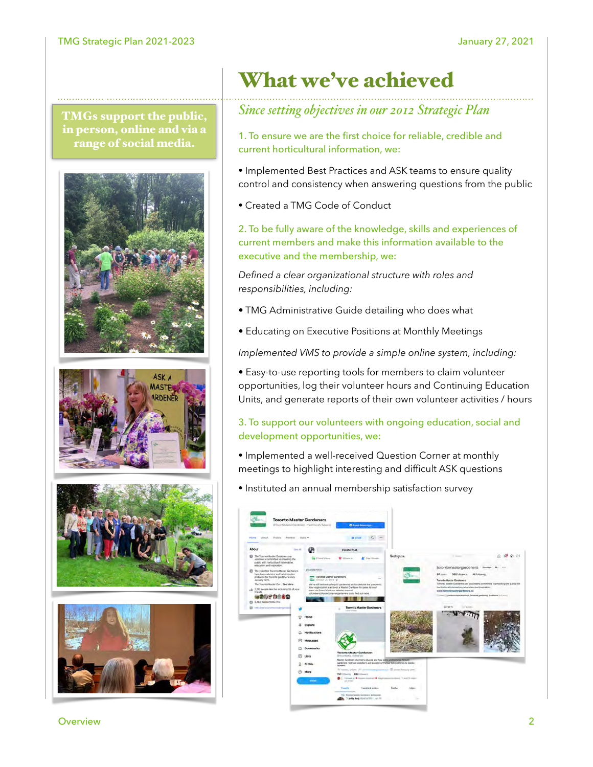# What we've achieved

*Since setting objectives in our 2012 Strategic Plan*

**TMGs support the public, in person, online and via a range of social media.**

1. To ensure we are the first choice for reliable, credible and current horticultural information, we:

- Implemented Best Practices and ASK teams to ensure quality control and consistency when answering questions from the public
- Created a TMG Code of Conduct

2. To be fully aware of the knowledge, skills and experiences of current members and make this information available to the executive and the membership, we:

*Defined a clear organizational structure with roles and responsibilities, including:*

- TMG Administrative Guide detailing who does what
- Educating on Executive Positions at Monthly Meetings

*Implemented VMS to provide a simple online system, including:*

- Easy-to-use reporting tools for members to claim volunteer opportunities, log their volunteer hours and Continuing Education Units, and generate reports of their own volunteer activities / hours

3. To support our volunteers with ongoing education, social and development opportunities, we:

- Implemented a well-received Question Corner at monthly meetings to highlight interesting and difficult ASK questions
- Instituted an annual membership satisfaction survey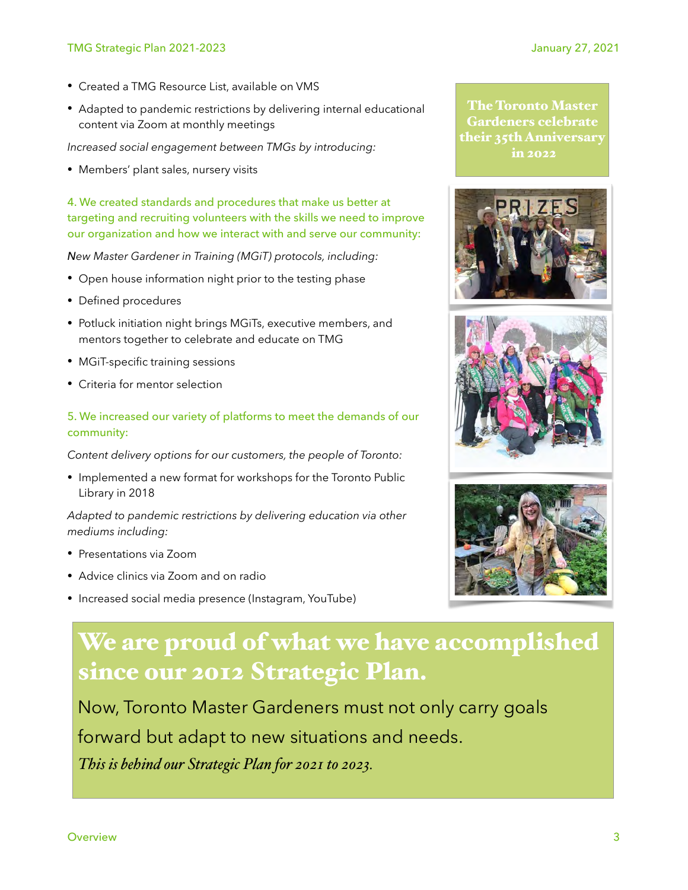- Created a TMG Resource List, available on VMS
- Adapted to pandemic restrictions by delivering internal educational content via Zoom at monthly meetings

*Increased social engagement between TMGs by introducing:*

- Members' plant sales, nursery visits

## 4. We created standards and procedures that make us better at targeting and recruiting volunteers with the skills we need to improve our organization and how we interact with and serve our community:

*New Master Gardener in Training (MGiT) protocols, including:*

- Open house information night prior to the testing phase
- Defined procedures
- Potluck initiation night brings MGiTs, executive members, and mentors together to celebrate and educate on TMG
- MGiT-specific training sessions
- Criteria for mentor selection

## 5. We increased our variety of platforms to meet the demands of our community:

*Content delivery options for our customers, the people of Toronto:*

- Implemented a new format for workshops for the Toronto Public Library in 2018

*Adapted to pandemic restrictions by delivering education via other mediums including:*

- Presentations via Zoom
- Advice clinics via Zoom and on radio
- Increased social media presence (Instagram, YouTube)

**The Toronto Master Gardeners celebrate their 35th Anniversary in 2022**

# We are proud of what we have accomplished since our 2012 Strategic Plan.

Now, Toronto Master Gardeners must not only carry goals forward but adapt to new situations and needs.

*This is behind our Strategic Plan for 2021 to 2023.*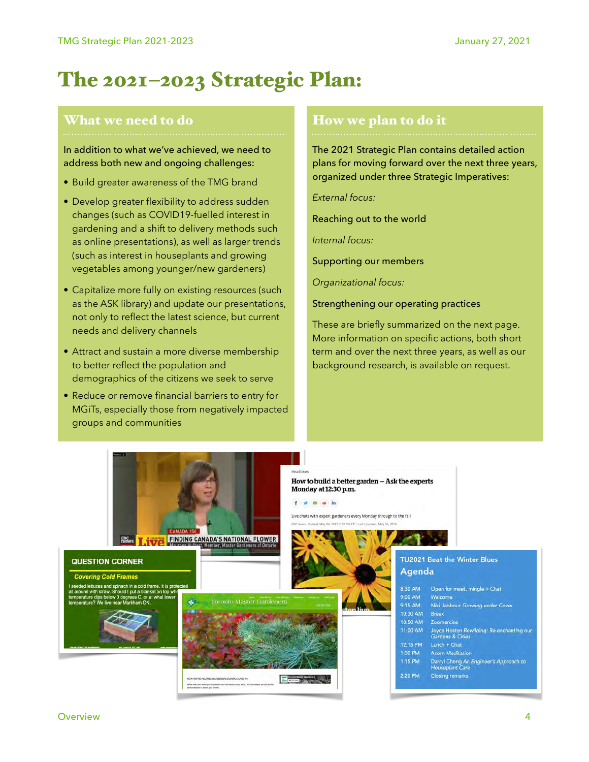# The 2021–2023 Strategic Plan:

## What we need to do

In addition to what we've achieved, we need to address both new and ongoing challenges:

- Build greater awareness of the TMG brand
- Develop greater flexibility to address sudden changes (such as COVID19-fuelled interest in gardening and a shift to delivery methods such as online presentations), as well as larger trends (such as interest in houseplants and growing vegetables among younger/new gardeners)
- Capitalize more fully on existing resources (such as the ASK library) and update our presentations, not only to reflect the latest science, but current needs and delivery channels
- Attract and sustain a more diverse membership to better reflect the population and demographics of the citizens we seek to serve
- Reduce or remove financial barriers to entry for MGiTs, especially those from negatively impacted groups and communities

## How we plan to do it

The 2021 Strategic Plan contains detailed action plans for moving forward over the next three years, organized under three Strategic Imperatives:

*External focus:*

Reaching out to the world

*Internal focus:*

Supporting our members

*Organizational focus:*

Strengthening our operating practices

These are briefly summarized on the next page. More information on specific actions, both short term and over the next three years, as well as our background research, is available on request.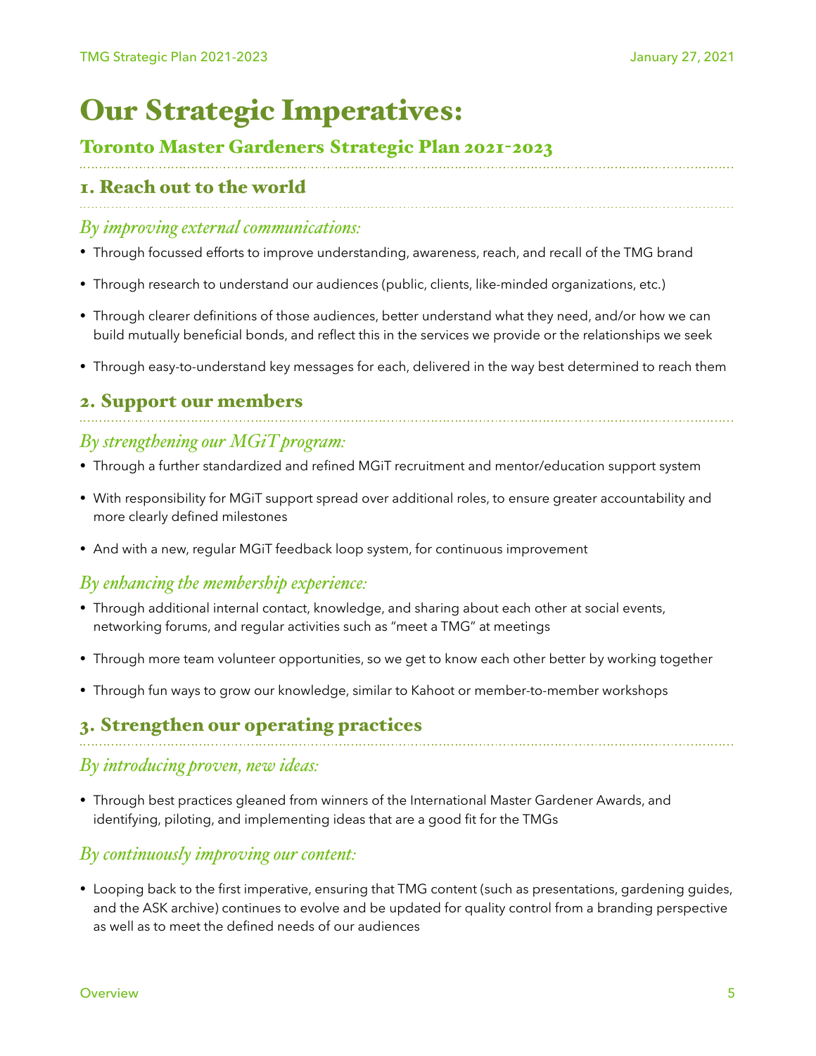# Our Strategic Imperatives:

## Toronto Master Gardeners Strategic Plan 2021-2023

## 1. Reach out to the world

### *By improving external communications:*

- Through focussed efforts to improve understanding, awareness, reach, and recall of the TMG brand
- Through research to understand our audiences (public, clients, like-minded organizations, etc.)
- Through clearer definitions of those audiences, better understand what they need, and/or how we can build mutually beneficial bonds, and reflect this in the services we provide or the relationships we seek
- Through easy-to-understand key messages for each, delivered in the way best determined to reach them

## 2. Support our members

### *By strengthening our MGiT program:*

- Through a further standardized and refined MGiT recruitment and mentor/education support system
- With responsibility for MGiT support spread over additional roles, to ensure greater accountability and more clearly defined milestones
- And with a new, regular MGiT feedback loop system, for continuous improvement

### *By enhancing the membership experience:*

- Through additional internal contact, knowledge, and sharing about each other at social events, networking forums, and regular activities such as "meet a TMG" at meetings
- Through more team volunteer opportunities, so we get to know each other better by working together
- Through fun ways to grow our knowledge, similar to Kahoot or member-to-member workshops

## 3. Strengthen our operating practices

### *By introducing proven, new ideas:*

- Through best practices gleaned from winners of the International Master Gardener Awards, and identifying, piloting, and implementing ideas that are a good fit for the TMGs

### *By continuously improving our content:*

- Looping back to the first imperative, ensuring that TMG content (such as presentations, gardening guides, and the ASK archive) continues to evolve and be updated for quality control from a branding perspective as well as to meet the defined needs of our audiences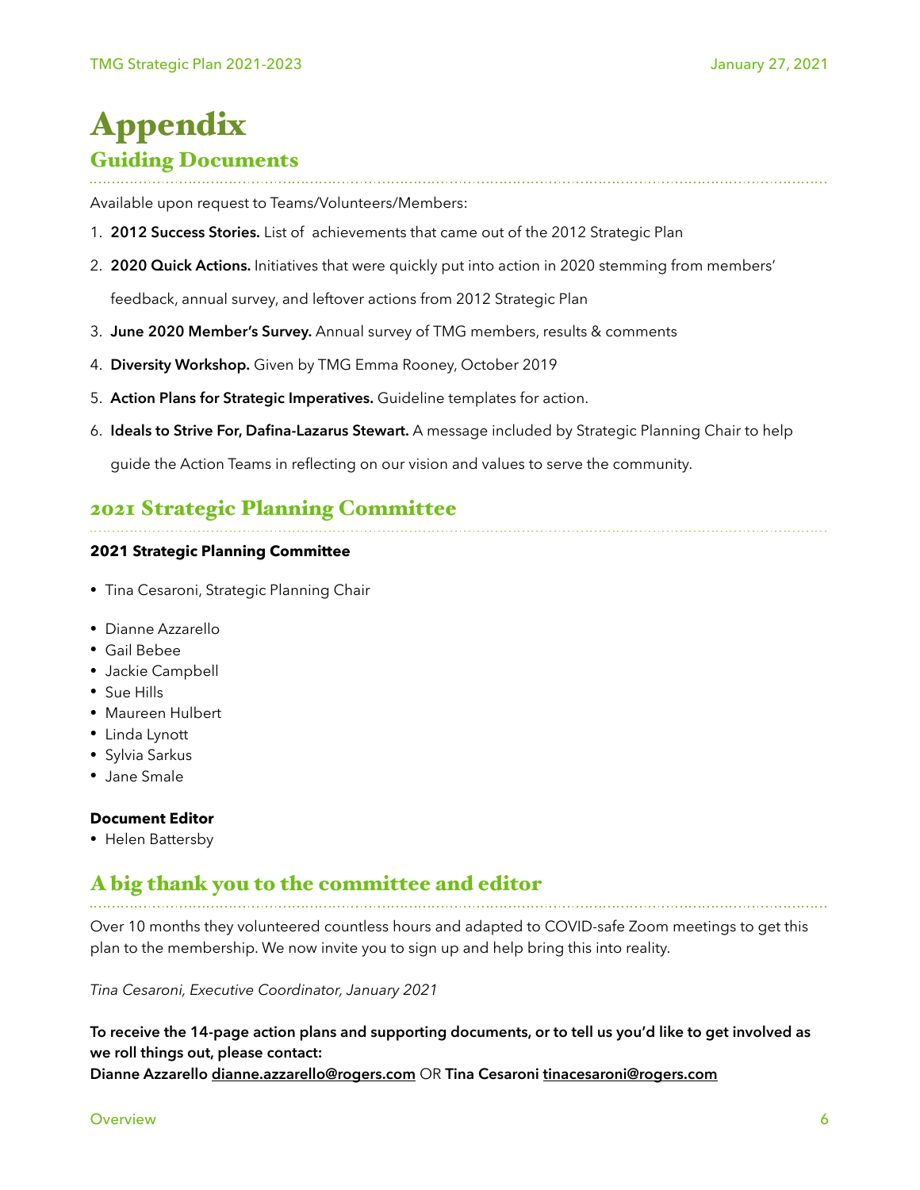# Appendix

## Guiding Documents

Available upon request to Teams/Volunteers/Members:

1. **2012 Success Stories.** List of achievements that came out of the 2012 Strategic Plan
2. **2020 Quick Actions.** Initiatives that were quickly put into action in 2020 stemming from members' feedback, annual survey, and leftover actions from 2012 Strategic Plan
3. **June 2020 Member's Survey.** Annual survey of TMG members, results & comments
4. **Diversity Workshop.** Given by TMG Emma Rooney, October 2019
5. **Action Plans for Strategic Imperatives.** Guideline templates for action.
6. **Ideals to Strive For, Dafina-Lazarus Stewart.** A message included by Strategic Planning Chair to help guide the Action Teams in reflecting on our vision and values to serve the community.

## 2021 Strategic Planning Committee

**2021 Strategic Planning Committee**

- Tina Cesaroni, Strategic Planning Chair

- Dianne Azzarello
- Gail Bebee
- Jackie Campbell
- Sue Hills
- Maureen Hulbert
- Linda Lynott
- Sylvia Sarkus
- Jane Smale

**Document Editor**

- Helen Battersby

## A big thank you to the committee and editor

Over 10 months they volunteered countless hours and adapted to COVID-safe Zoom meetings to get this plan to the membership. We now invite you to sign up and help bring this into reality.

*Tina Cesaroni, Executive Coordinator, January 2021*

**To receive the 14-page action plans and supporting documents, or to tell us you'd like to get involved as we roll things out, please contact:**
**Dianne Azzarello** dianne.azzarello@rogers.com OR **Tina Cesaroni** tinacesaroni@rogers.com